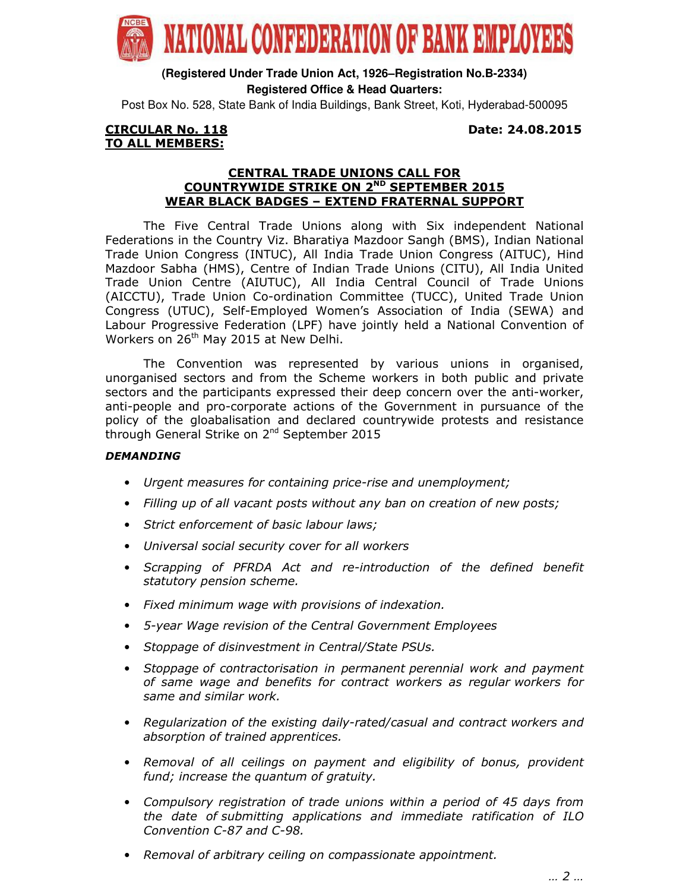# NATIONAL CONFEDERATION OF BANK EMPLOYEES

**(Registered Under Trade Union Act, 1926–Registration No.B-2334)**
**Registered Office & Head Quarters:**
Post Box No. 528, State Bank of India Buildings, Bank Street, Koti, Hyderabad-500095

**CIRCULAR No. 118** — **Date: 24.08.2015**

**TO ALL MEMBERS:**

## CENTRAL TRADE UNIONS CALL FOR COUNTRYWIDE STRIKE ON 2ND SEPTEMBER 2015 WEAR BLACK BADGES – EXTEND FRATERNAL SUPPORT

The Five Central Trade Unions along with Six independent National Federations in the Country Viz. Bharatiya Mazdoor Sangh (BMS), Indian National Trade Union Congress (INTUC), All India Trade Union Congress (AITUC), Hind Mazdoor Sabha (HMS), Centre of Indian Trade Unions (CITU), All India United Trade Union Centre (AIUTUC), All India Central Council of Trade Unions (AICCTU), Trade Union Co-ordination Committee (TUCC), United Trade Union Congress (UTUC), Self-Employed Women's Association of India (SEWA) and Labour Progressive Federation (LPF) have jointly held a National Convention of Workers on 26th May 2015 at New Delhi.

The Convention was represented by various unions in organised, unorganised sectors and from the Scheme workers in both public and private sectors and the participants expressed their deep concern over the anti-worker, anti-people and pro-corporate actions of the Government in pursuance of the policy of the gloabalisation and declared countrywide protests and resistance through General Strike on 2nd September 2015

***DEMANDING***

- *Urgent measures for containing price-rise and unemployment;*
- *Filling up of all vacant posts without any ban on creation of new posts;*
- *Strict enforcement of basic labour laws;*
- *Universal social security cover for all workers*
- *Scrapping of PFRDA Act and re-introduction of the defined benefit statutory pension scheme.*
- *Fixed minimum wage with provisions of indexation.*
- *5-year Wage revision of the Central Government Employees*
- *Stoppage of disinvestment in Central/State PSUs.*
- *Stoppage of contractorisation in permanent perennial work and payment of same wage and benefits for contract workers as regular workers for same and similar work.*
- *Regularization of the existing daily-rated/casual and contract workers and absorption of trained apprentices.*
- *Removal of all ceilings on payment and eligibility of bonus, provident fund; increase the quantum of gratuity.*
- *Compulsory registration of trade unions within a period of 45 days from the date of submitting applications and immediate ratification of ILO Convention C-87 and C-98.*
- *Removal of arbitrary ceiling on compassionate appointment.*

… 2 …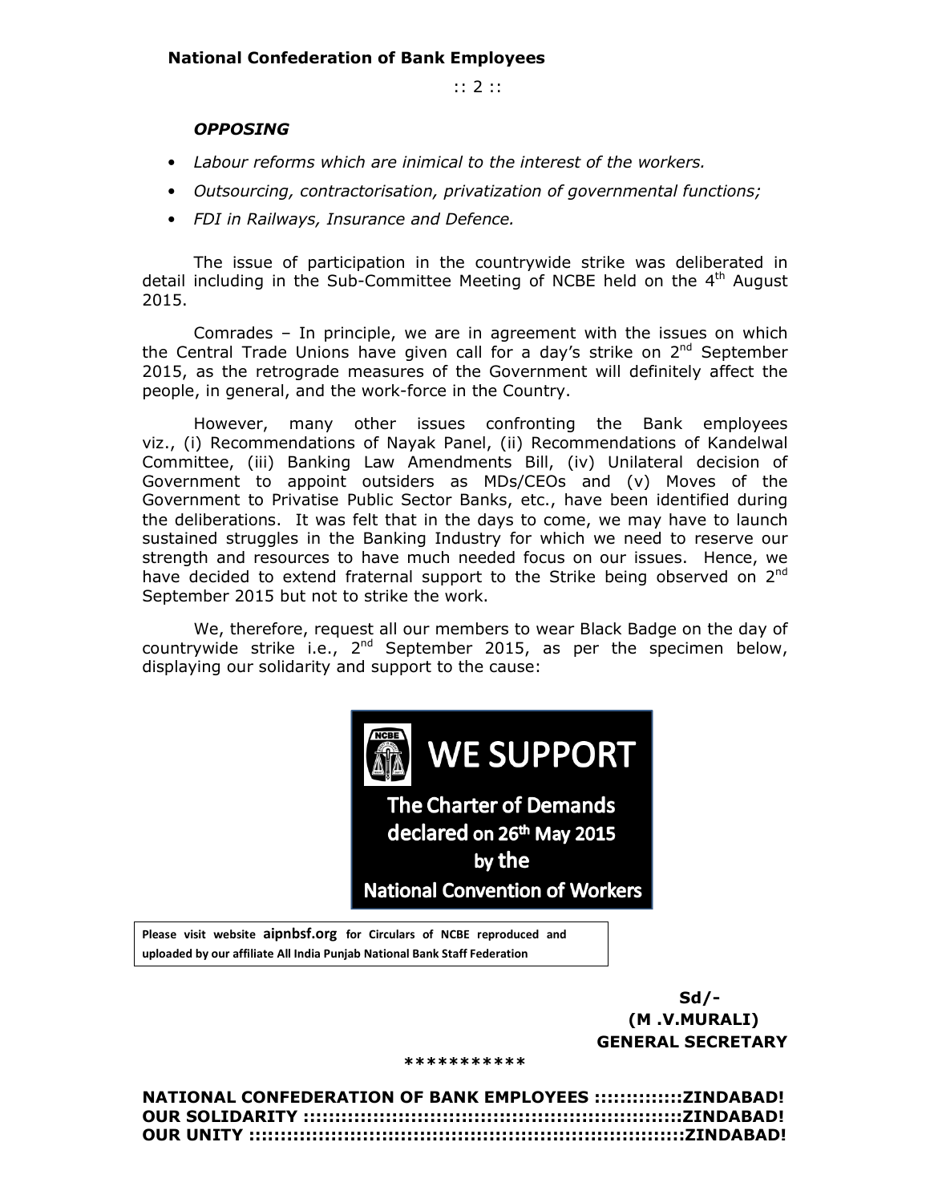***OPPOSING***

- *Labour reforms which are inimical to the interest of the workers.*
- *Outsourcing, contractorisation, privatization of governmental functions;*
- *FDI in Railways, Insurance and Defence.*

The issue of participation in the countrywide strike was deliberated in detail including in the Sub-Committee Meeting of NCBE held on the 4th August 2015.

Comrades – In principle, we are in agreement with the issues on which the Central Trade Unions have given call for a day's strike on 2nd September 2015, as the retrograde measures of the Government will definitely affect the people, in general, and the work-force in the Country.

However, many other issues confronting the Bank employees viz., (i) Recommendations of Nayak Panel, (ii) Recommendations of Kandelwal Committee, (iii) Banking Law Amendments Bill, (iv) Unilateral decision of Government to appoint outsiders as MDs/CEOs and (v) Moves of the Government to Privatise Public Sector Banks, etc., have been identified during the deliberations. It was felt that in the days to come, we may have to launch sustained struggles in the Banking Industry for which we need to reserve our strength and resources to have much needed focus on our issues. Hence, we have decided to extend fraternal support to the Strike being observed on 2nd September 2015 but not to strike the work.

We, therefore, request all our members to wear Black Badge on the day of countrywide strike i.e., 2nd September 2015, as per the specimen below, displaying our solidarity and support to the cause:

NCBE

**WE SUPPORT**

**The Charter of Demands declared on 26th May 2015 by the National Convention of Workers**

**Please visit website aipnbsf.org for Circulars of NCBE reproduced and uploaded by our affiliate All India Punjab National Bank Staff Federation**

**Sd/-**
**(M .V.MURALI)**
**GENERAL SECRETARY**

\*\*\*\*\*\*\*\*\*\*\*

**NATIONAL CONFEDERATION OF BANK EMPLOYEES ::::::::::::::ZINDABAD!**
**OUR SOLIDARITY :::::::::::::::::::::::::::::::::::::::::::::::::::::::::::ZINDABAD!**
**OUR UNITY :::::::::::::::::::::::::::::::::::::::::::::::::::::::::::::::::::ZINDABAD!**